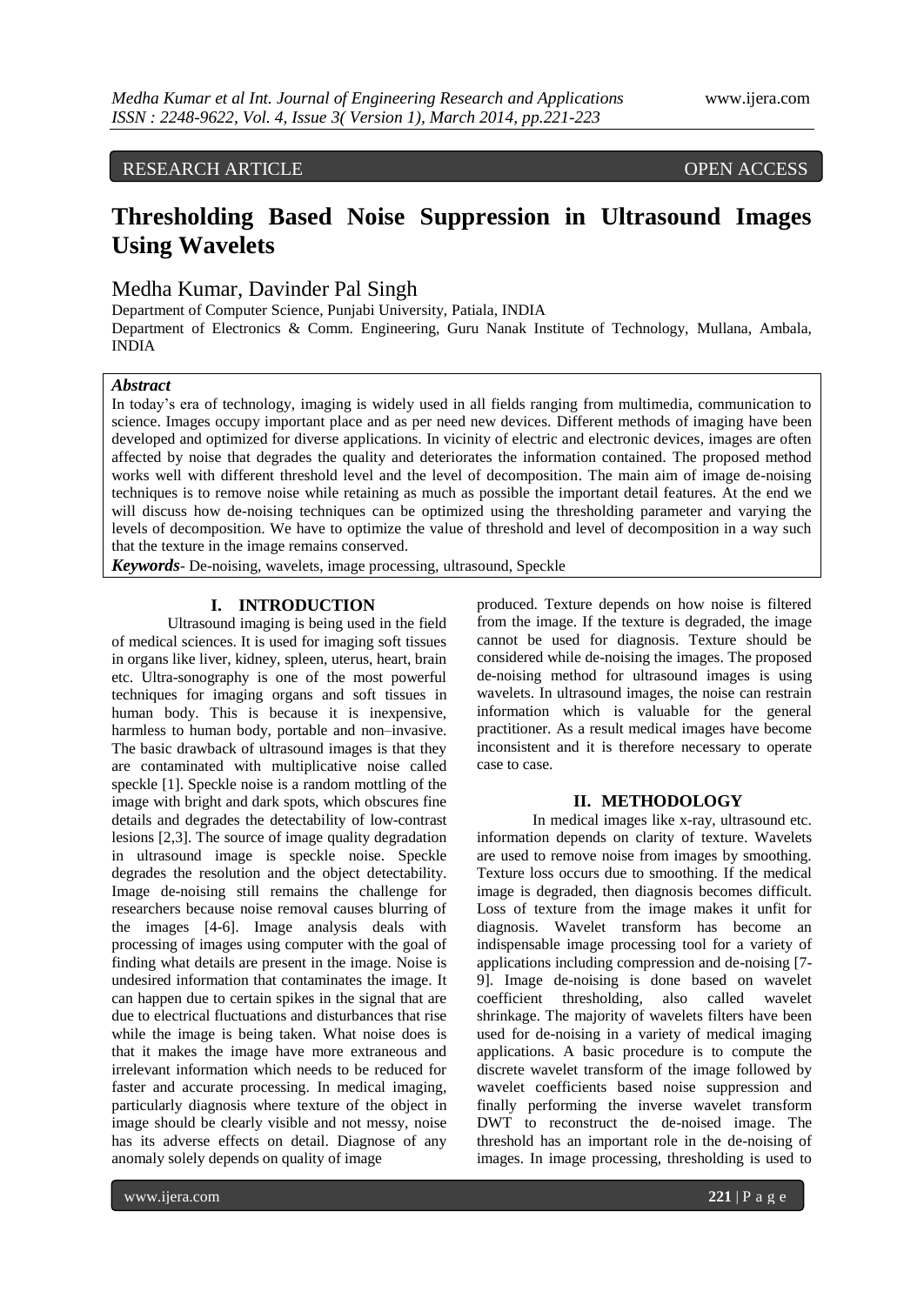RESEARCH ARTICLE OPEN ACCESS

# Thresholding Based Noise Suppression in Ultrasound Images Using Wavelets

Medha Kumar, Davinder Pal Singh

Department of Computer Science, Punjabi University, Patiala, INDIA

Department of Electronics & Comm. Engineering, Guru Nanak Institute of Technology, Mullana, Ambala, INDIA

***Abstract***

In today's era of technology, imaging is widely used in all fields ranging from multimedia, communication to science. Images occupy important place and as per need new devices. Different methods of imaging have been developed and optimized for diverse applications. In vicinity of electric and electronic devices, images are often affected by noise that degrades the quality and deteriorates the information contained. The proposed method works well with different threshold level and the level of decomposition. The main aim of image de-noising techniques is to remove noise while retaining as much as possible the important detail features. At the end we will discuss how de-noising techniques can be optimized using the thresholding parameter and varying the levels of decomposition. We have to optimize the value of threshold and level of decomposition in a way such that the texture in the image remains conserved.

***Keywords***- De-noising, wavelets, image processing, ultrasound, Speckle

## I. INTRODUCTION

Ultrasound imaging is being used in the field of medical sciences. It is used for imaging soft tissues in organs like liver, kidney, spleen, uterus, heart, brain etc. Ultra-sonography is one of the most powerful techniques for imaging organs and soft tissues in human body. This is because it is inexpensive, harmless to human body, portable and non–invasive. The basic drawback of ultrasound images is that they are contaminated with multiplicative noise called speckle [1]. Speckle noise is a random mottling of the image with bright and dark spots, which obscures fine details and degrades the detectability of low-contrast lesions [2,3]. The source of image quality degradation in ultrasound image is speckle noise. Speckle degrades the resolution and the object detectability. Image de-noising still remains the challenge for researchers because noise removal causes blurring of the images [4-6]. Image analysis deals with processing of images using computer with the goal of finding what details are present in the image. Noise is undesired information that contaminates the image. It can happen due to certain spikes in the signal that are due to electrical fluctuations and disturbances that rise while the image is being taken. What noise does is that it makes the image have more extraneous and irrelevant information which needs to be reduced for faster and accurate processing. In medical imaging, particularly diagnosis where texture of the object in image should be clearly visible and not messy, noise has its adverse effects on detail. Diagnose of any anomaly solely depends on quality of image produced. Texture depends on how noise is filtered from the image. If the texture is degraded, the image cannot be used for diagnosis. Texture should be considered while de-noising the images. The proposed de-noising method for ultrasound images is using wavelets. In ultrasound images, the noise can restrain information which is valuable for the general practitioner. As a result medical images have become inconsistent and it is therefore necessary to operate case to case.

## II. METHODOLOGY

In medical images like x-ray, ultrasound etc. information depends on clarity of texture. Wavelets are used to remove noise from images by smoothing. Texture loss occurs due to smoothing. If the medical image is degraded, then diagnosis becomes difficult. Loss of texture from the image makes it unfit for diagnosis. Wavelet transform has become an indispensable image processing tool for a variety of applications including compression and de-noising [7-9]. Image de-noising is done based on wavelet coefficient thresholding, also called wavelet shrinkage. The majority of wavelets filters have been used for de-noising in a variety of medical imaging applications. A basic procedure is to compute the discrete wavelet transform of the image followed by wavelet coefficients based noise suppression and finally performing the inverse wavelet transform DWT to reconstruct the de-noised image. The threshold has an important role in the de-noising of images. In image processing, thresholding is used to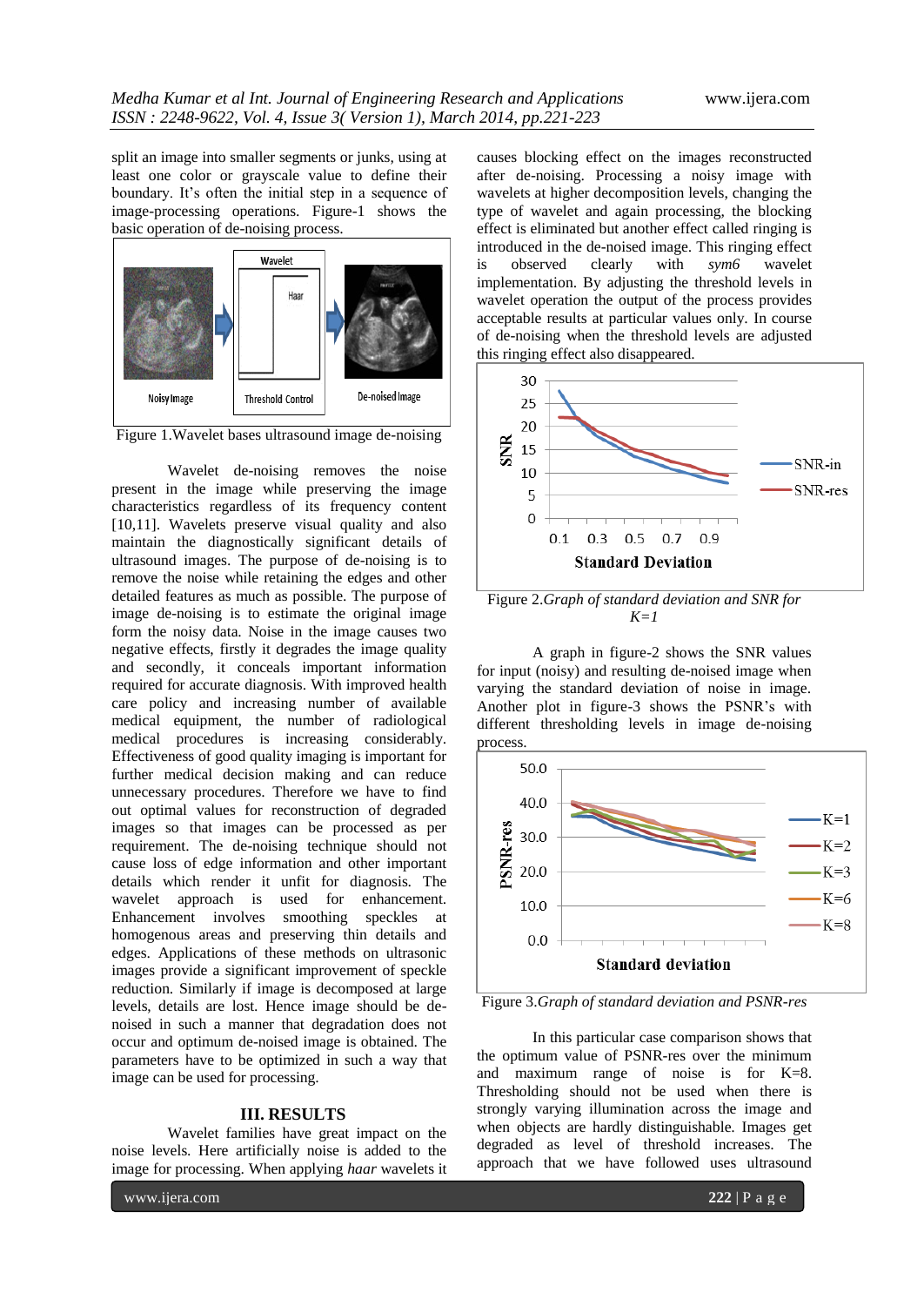split an image into smaller segments or junks, using at least one color or grayscale value to define their boundary. It's often the initial step in a sequence of image-processing operations. Figure-1 shows the basic operation of de-noising process.

Noisy Image

Wavelet

Haar

Threshold Control

De-noised Image

Figure 1.Wavelet bases ultrasound image de-noising

Wavelet de-noising removes the noise present in the image while preserving the image characteristics regardless of its frequency content [10,11]. Wavelets preserve visual quality and also maintain the diagnostically significant details of ultrasound images. The purpose of de-noising is to remove the noise while retaining the edges and other detailed features as much as possible. The purpose of image de-noising is to estimate the original image form the noisy data. Noise in the image causes two negative effects, firstly it degrades the image quality and secondly, it conceals important information required for accurate diagnosis. With improved health care policy and increasing number of available medical equipment, the number of radiological medical procedures is increasing considerably. Effectiveness of good quality imaging is important for further medical decision making and can reduce unnecessary procedures. Therefore we have to find out optimal values for reconstruction of degraded images so that images can be processed as per requirement. The de-noising technique should not cause loss of edge information and other important details which render it unfit for diagnosis. The wavelet approach is used for enhancement. Enhancement involves smoothing speckles at homogenous areas and preserving thin details and edges. Applications of these methods on ultrasonic images provide a significant improvement of speckle reduction. Similarly if image is decomposed at large levels, details are lost. Hence image should be de-noised in such a manner that degradation does not occur and optimum de-noised image is obtained. The parameters have to be optimized in such a way that image can be used for processing.

## III. RESULTS

Wavelet families have great impact on the noise levels. Here artificially noise is added to the image for processing. When applying *haar* wavelets it causes blocking effect on the images reconstructed after de-noising. Processing a noisy image with wavelets at higher decomposition levels, changing the type of wavelet and again processing, the blocking effect is eliminated but another effect called ringing is introduced in the de-noised image. This ringing effect is observed clearly with *sym6* wavelet implementation. By adjusting the threshold levels in wavelet operation the output of the process provides acceptable results at particular values only. In course of de-noising when the threshold levels are adjusted this ringing effect also disappeared.

SNR

30
25
20
15
10
5
0

0.1 0.3 0.5 0.7 0.9

Standard Deviation

SNR-in
SNR-res

Figure 2.*Graph of standard deviation and SNR for K=1*

A graph in figure-2 shows the SNR values for input (noisy) and resulting de-noised image when varying the standard deviation of noise in image. Another plot in figure-3 shows the PSNR's with different thresholding levels in image de-noising process.

PSNR-res

50.0
40.0
30.0
20.0
10.0
0.0

Standard deviation

K=1
K=2
K=3
K=6
K=8

Figure 3.*Graph of standard deviation and PSNR-res*

In this particular case comparison shows that the optimum value of PSNR-res over the minimum and maximum range of noise is for K=8. Thresholding should not be used when there is strongly varying illumination across the image and when objects are hardly distinguishable. Images get degraded as level of threshold increases. The approach that we have followed uses ultrasound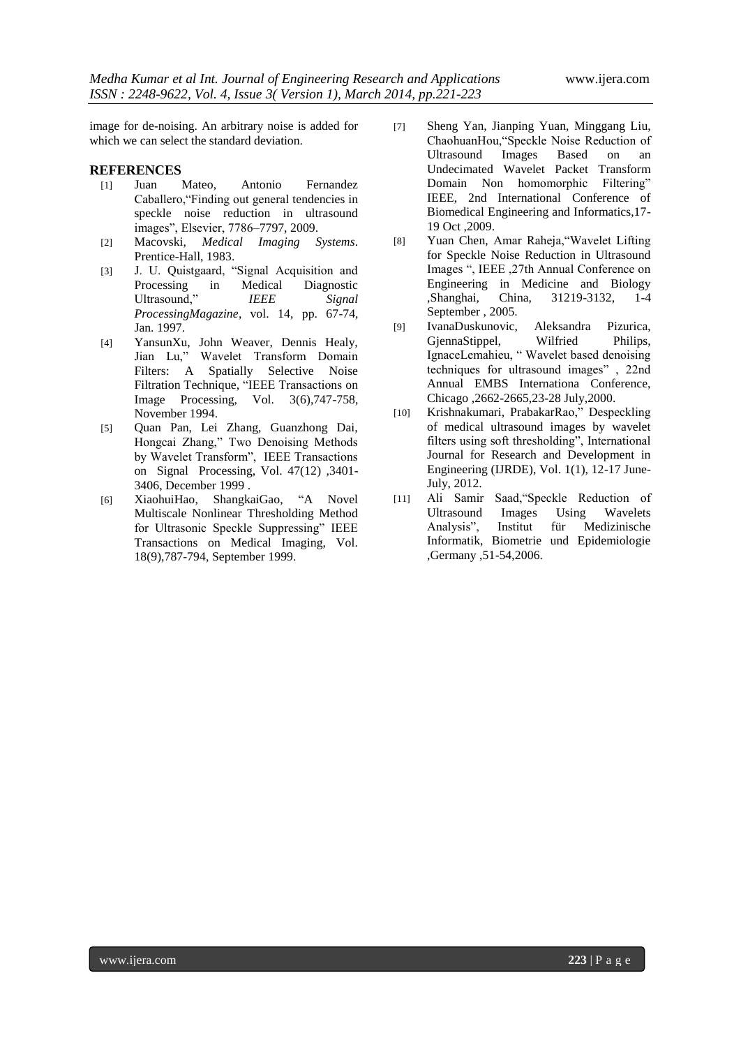image for de-noising. An arbitrary noise is added for which we can select the standard deviation.

## REFERENCES

[1] Juan Mateo, Antonio Fernandez Caballero,"Finding out general tendencies in speckle noise reduction in ultrasound images", Elsevier, 7786–7797, 2009.

[2] Macovski, *Medical Imaging Systems*. Prentice-Hall, 1983.

[3] J. U. Quistgaard, "Signal Acquisition and Processing in Medical Diagnostic Ultrasound," *IEEE Signal ProcessingMagazine*, vol. 14, pp. 67-74, Jan. 1997.

[4] YansunXu, John Weaver, Dennis Healy, Jian Lu," Wavelet Transform Domain Filters: A Spatially Selective Noise Filtration Technique, "IEEE Transactions on Image Processing, Vol. 3(6),747-758, November 1994.

[5] Quan Pan, Lei Zhang, Guanzhong Dai, Hongcai Zhang," Two Denoising Methods by Wavelet Transform", IEEE Transactions on Signal Processing, Vol. 47(12) ,3401-3406, December 1999 .

[6] XiaohuiHao, ShangkaiGao, "A Novel Multiscale Nonlinear Thresholding Method for Ultrasonic Speckle Suppressing" IEEE Transactions on Medical Imaging, Vol. 18(9),787-794, September 1999.

[7] Sheng Yan, Jianping Yuan, Minggang Liu, ChaohuanHou,"Speckle Noise Reduction of Ultrasound Images Based on an Undecimated Wavelet Packet Transform Domain Non homomorphic Filtering" IEEE, 2nd International Conference of Biomedical Engineering and Informatics,17-19 Oct ,2009.

[8] Yuan Chen, Amar Raheja,"Wavelet Lifting for Speckle Noise Reduction in Ultrasound Images ", IEEE ,27th Annual Conference on Engineering in Medicine and Biology ,Shanghai, China, 31219-3132, 1-4 September , 2005.

[9] IvanaDuskunovic, Aleksandra Pizurica, GjennaStippel, Wilfried Philips, IgnaceLemahieu, " Wavelet based denoising techniques for ultrasound images" , 22nd Annual EMBS Internationa Conference, Chicago ,2662-2665,23-28 July,2000.

[10] Krishnakumari, PrabakarRao," Despeckling of medical ultrasound images by wavelet filters using soft thresholding", International Journal for Research and Development in Engineering (IJRDE), Vol. 1(1), 12-17 June-July, 2012.

[11] Ali Samir Saad,"Speckle Reduction of Ultrasound Images Using Wavelets Analysis", Institut für Medizinische Informatik, Biometrie und Epidemiologie ,Germany ,51-54,2006.